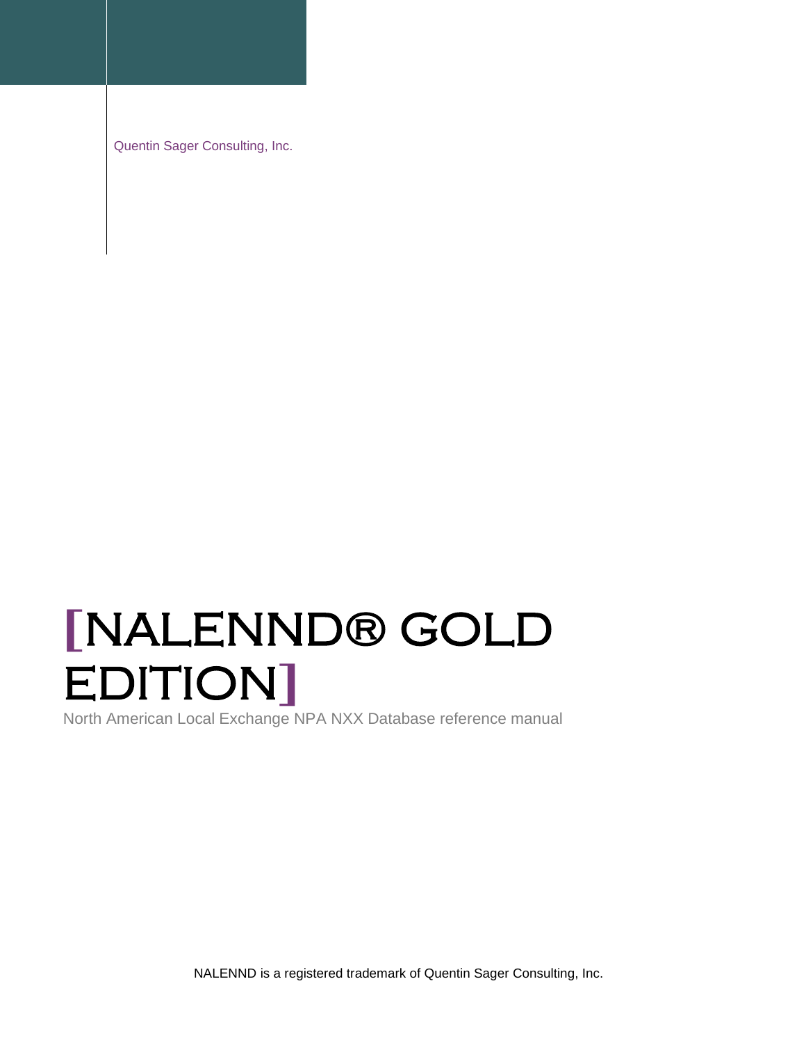Quentin Sager Consulting, Inc.

# [NALENND® GOLD EDITION]

North American Local Exchange NPA NXX Database reference manual

NALENND is a registered trademark of Quentin Sager Consulting, Inc.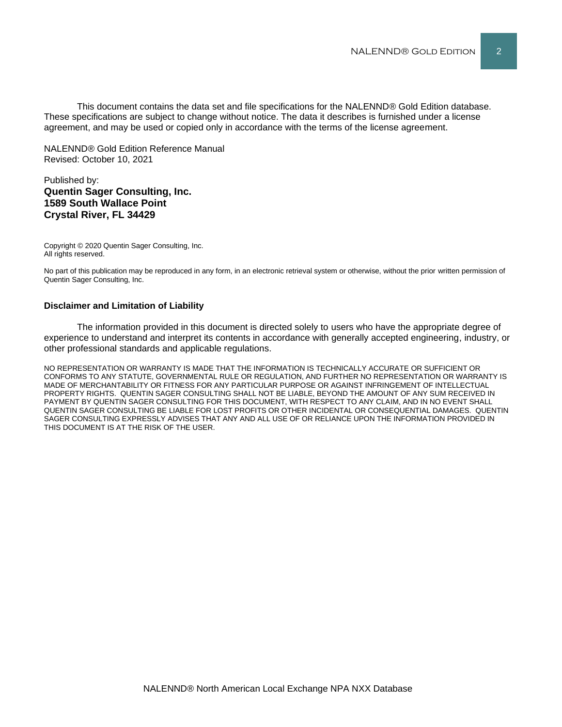This document contains the data set and file specifications for the NALENND® Gold Edition database. These specifications are subject to change without notice. The data it describes is furnished under a license agreement, and may be used or copied only in accordance with the terms of the license agreement.

NALENND® Gold Edition Reference Manual
Revised: October 10, 2021

Published by:
**Quentin Sager Consulting, Inc.**
**1589 South Wallace Point**
**Crystal River, FL 34429**

Copyright © 2020 Quentin Sager Consulting, Inc.
All rights reserved.

No part of this publication may be reproduced in any form, in an electronic retrieval system or otherwise, without the prior written permission of Quentin Sager Consulting, Inc.

**Disclaimer and Limitation of Liability**

The information provided in this document is directed solely to users who have the appropriate degree of experience to understand and interpret its contents in accordance with generally accepted engineering, industry, or other professional standards and applicable regulations.

NO REPRESENTATION OR WARRANTY IS MADE THAT THE INFORMATION IS TECHNICALLY ACCURATE OR SUFFICIENT OR CONFORMS TO ANY STATUTE, GOVERNMENTAL RULE OR REGULATION, AND FURTHER NO REPRESENTATION OR WARRANTY IS MADE OF MERCHANTABILITY OR FITNESS FOR ANY PARTICULAR PURPOSE OR AGAINST INFRINGEMENT OF INTELLECTUAL PROPERTY RIGHTS. QUENTIN SAGER CONSULTING SHALL NOT BE LIABLE, BEYOND THE AMOUNT OF ANY SUM RECEIVED IN PAYMENT BY QUENTIN SAGER CONSULTING FOR THIS DOCUMENT, WITH RESPECT TO ANY CLAIM, AND IN NO EVENT SHALL QUENTIN SAGER CONSULTING BE LIABLE FOR LOST PROFITS OR OTHER INCIDENTAL OR CONSEQUENTIAL DAMAGES. QUENTIN SAGER CONSULTING EXPRESSLY ADVISES THAT ANY AND ALL USE OF OR RELIANCE UPON THE INFORMATION PROVIDED IN THIS DOCUMENT IS AT THE RISK OF THE USER.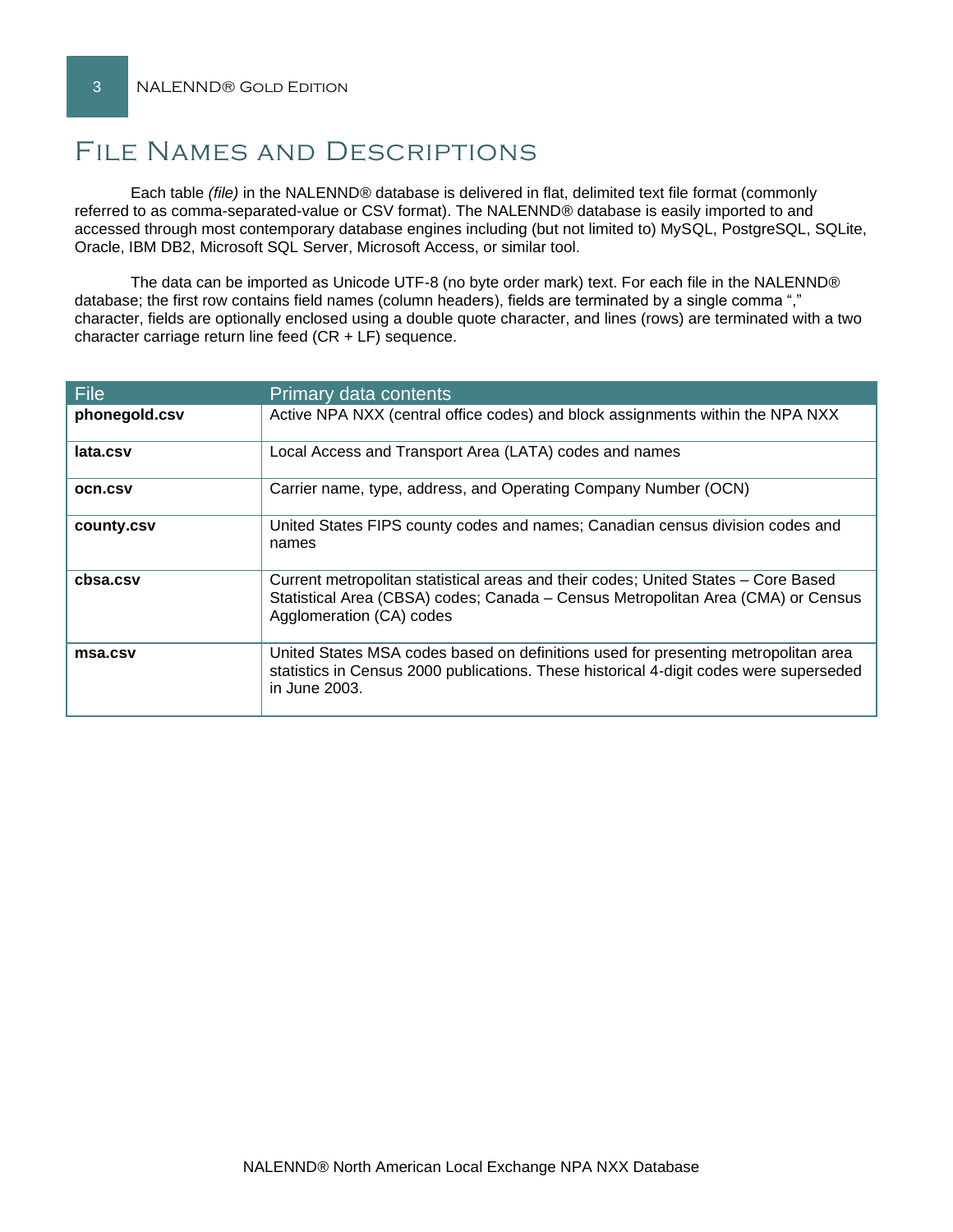# File Names and Descriptions

Each table *(file)* in the NALENND® database is delivered in flat, delimited text file format (commonly referred to as comma-separated-value or CSV format). The NALENND® database is easily imported to and accessed through most contemporary database engines including (but not limited to) MySQL, PostgreSQL, SQLite, Oracle, IBM DB2, Microsoft SQL Server, Microsoft Access, or similar tool.

The data can be imported as Unicode UTF-8 (no byte order mark) text. For each file in the NALENND® database; the first row contains field names (column headers), fields are terminated by a single comma "," character, fields are optionally enclosed using a double quote character, and lines (rows) are terminated with a two character carriage return line feed (CR + LF) sequence.

| File | Primary data contents |
| --- | --- |
| **phonegold.csv** | Active NPA NXX (central office codes) and block assignments within the NPA NXX |
| **lata.csv** | Local Access and Transport Area (LATA) codes and names |
| **ocn.csv** | Carrier name, type, address, and Operating Company Number (OCN) |
| **county.csv** | United States FIPS county codes and names; Canadian census division codes and names |
| **cbsa.csv** | Current metropolitan statistical areas and their codes; United States – Core Based Statistical Area (CBSA) codes; Canada – Census Metropolitan Area (CMA) or Census Agglomeration (CA) codes |
| **msa.csv** | United States MSA codes based on definitions used for presenting metropolitan area statistics in Census 2000 publications. These historical 4-digit codes were superseded in June 2003. |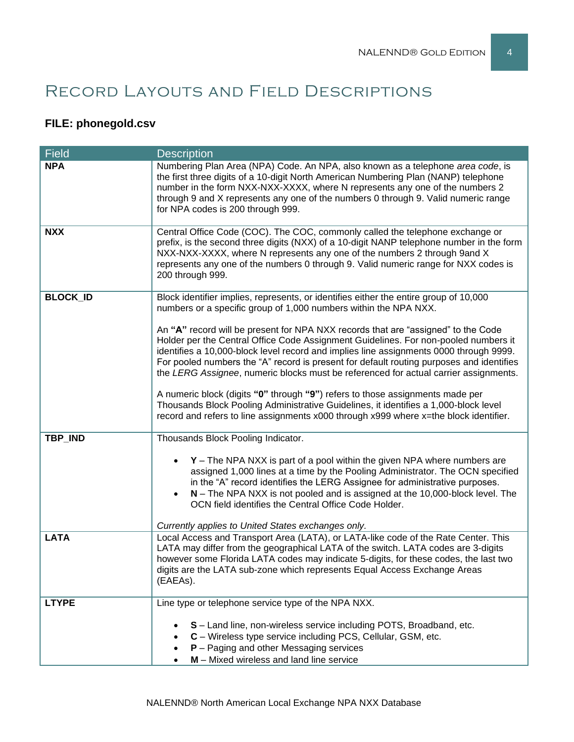# Record Layouts and Field Descriptions

## FILE: phonegold.csv

| Field | Description |
|---|---|
| **NPA** | Numbering Plan Area (NPA) Code. An NPA, also known as a telephone *area code*, is the first three digits of a 10-digit North American Numbering Plan (NANP) telephone number in the form NXX-NXX-XXXX, where N represents any one of the numbers 2 through 9 and X represents any one of the numbers 0 through 9. Valid numeric range for NPA codes is 200 through 999. |
| **NXX** | Central Office Code (COC). The COC, commonly called the telephone exchange or prefix, is the second three digits (NXX) of a 10-digit NANP telephone number in the form NXX-NXX-XXXX, where N represents any one of the numbers 2 through 9and X represents any one of the numbers 0 through 9. Valid numeric range for NXX codes is 200 through 999. |
| **BLOCK_ID** | Block identifier implies, represents, or identifies either the entire group of 10,000 numbers or a specific group of 1,000 numbers within the NPA NXX.<br><br>An **"A"** record will be present for NPA NXX records that are "assigned" to the Code Holder per the Central Office Code Assignment Guidelines. For non-pooled numbers it identifies a 10,000-block level record and implies line assignments 0000 through 9999. For pooled numbers the "A" record is present for default routing purposes and identifies the *LERG Assignee*, numeric blocks must be referenced for actual carrier assignments.<br><br>A numeric block (digits **"0"** through **"9"**) refers to those assignments made per Thousands Block Pooling Administrative Guidelines, it identifies a 1,000-block level record and refers to line assignments x000 through x999 where x=the block identifier. |
| **TBP_IND** | Thousands Block Pooling Indicator.<br><br>• **Y** – The NPA NXX is part of a pool within the given NPA where numbers are assigned 1,000 lines at a time by the Pooling Administrator. The OCN specified in the "A" record identifies the LERG Assignee for administrative purposes.<br>• **N** – The NPA NXX is not pooled and is assigned at the 10,000-block level. The OCN field identifies the Central Office Code Holder.<br><br>*Currently applies to United States exchanges only.* |
| **LATA** | Local Access and Transport Area (LATA), or LATA-like code of the Rate Center. This LATA may differ from the geographical LATA of the switch. LATA codes are 3-digits however some Florida LATA codes may indicate 5-digits, for these codes, the last two digits are the LATA sub-zone which represents Equal Access Exchange Areas (EAEAs). |
| **LTYPE** | Line type or telephone service type of the NPA NXX.<br><br>• **S** – Land line, non-wireless service including POTS, Broadband, etc.<br>• **C** – Wireless type service including PCS, Cellular, GSM, etc.<br>• **P** – Paging and other Messaging services<br>• **M** – Mixed wireless and land line service |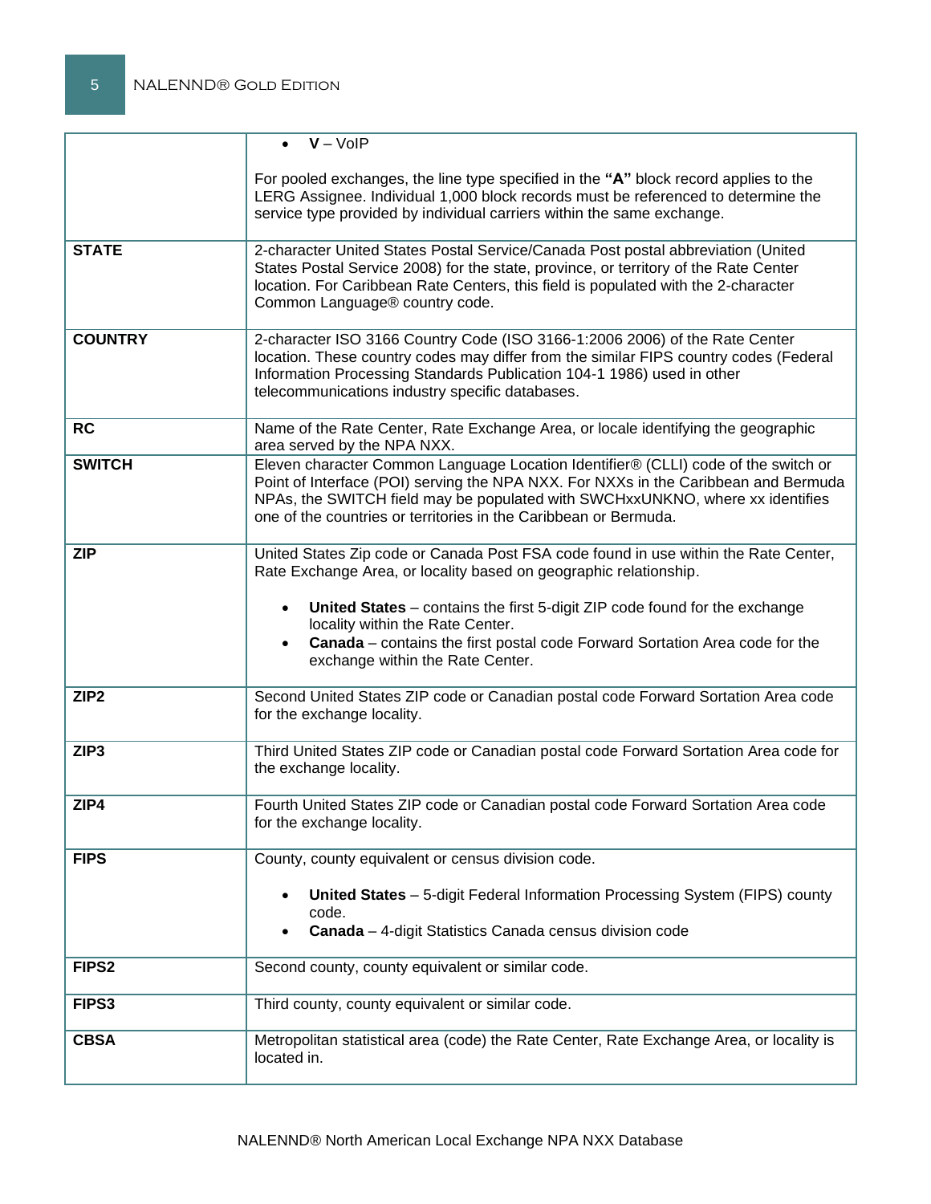| | |
|---|---|
| | • **V** – VoIP<br><br>For pooled exchanges, the line type specified in the **"A"** block record applies to the LERG Assignee. Individual 1,000 block records must be referenced to determine the service type provided by individual carriers within the same exchange. |
| **STATE** | 2-character United States Postal Service/Canada Post postal abbreviation (United States Postal Service 2008) for the state, province, or territory of the Rate Center location. For Caribbean Rate Centers, this field is populated with the 2-character Common Language® country code. |
| **COUNTRY** | 2-character ISO 3166 Country Code (ISO 3166-1:2006 2006) of the Rate Center location. These country codes may differ from the similar FIPS country codes (Federal Information Processing Standards Publication 104-1 1986) used in other telecommunications industry specific databases. |
| **RC** | Name of the Rate Center, Rate Exchange Area, or locale identifying the geographic area served by the NPA NXX. |
| **SWITCH** | Eleven character Common Language Location Identifier® (CLLI) code of the switch or Point of Interface (POI) serving the NPA NXX. For NXXs in the Caribbean and Bermuda NPAs, the SWITCH field may be populated with SWCHxxUNKNO, where xx identifies one of the countries or territories in the Caribbean or Bermuda. |
| **ZIP** | United States Zip code or Canada Post FSA code found in use within the Rate Center, Rate Exchange Area, or locality based on geographic relationship.<br><br>• **United States** – contains the first 5-digit ZIP code found for the exchange locality within the Rate Center.<br>• **Canada** – contains the first postal code Forward Sortation Area code for the exchange within the Rate Center. |
| **ZIP2** | Second United States ZIP code or Canadian postal code Forward Sortation Area code for the exchange locality. |
| **ZIP3** | Third United States ZIP code or Canadian postal code Forward Sortation Area code for the exchange locality. |
| **ZIP4** | Fourth United States ZIP code or Canadian postal code Forward Sortation Area code for the exchange locality. |
| **FIPS** | County, county equivalent or census division code.<br><br>• **United States** – 5-digit Federal Information Processing System (FIPS) county code.<br>• **Canada** – 4-digit Statistics Canada census division code |
| **FIPS2** | Second county, county equivalent or similar code. |
| **FIPS3** | Third county, county equivalent or similar code. |
| **CBSA** | Metropolitan statistical area (code) the Rate Center, Rate Exchange Area, or locality is located in. |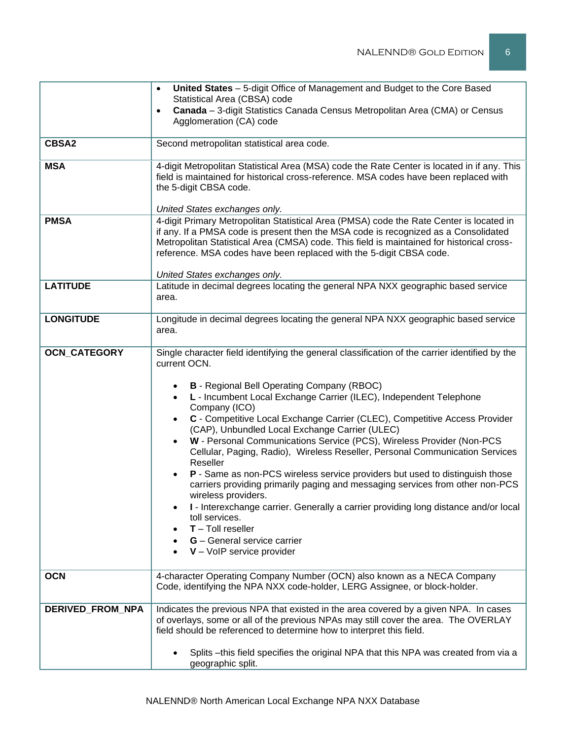| | |
|---|---|
| | • **United States** – 5-digit Office of Management and Budget to the Core Based Statistical Area (CBSA) code<br>• **Canada** – 3-digit Statistics Canada Census Metropolitan Area (CMA) or Census Agglomeration (CA) code |
| **CBSA2** | Second metropolitan statistical area code. |
| **MSA** | 4-digit Metropolitan Statistical Area (MSA) code the Rate Center is located in if any. This field is maintained for historical cross-reference. MSA codes have been replaced with the 5-digit CBSA code.<br><br>*United States exchanges only.* |
| **PMSA** | 4-digit Primary Metropolitan Statistical Area (PMSA) code the Rate Center is located in if any. If a PMSA code is present then the MSA code is recognized as a Consolidated Metropolitan Statistical Area (CMSA) code. This field is maintained for historical cross-reference. MSA codes have been replaced with the 5-digit CBSA code.<br><br>*United States exchanges only.* |
| **LATITUDE** | Latitude in decimal degrees locating the general NPA NXX geographic based service area. |
| **LONGITUDE** | Longitude in decimal degrees locating the general NPA NXX geographic based service area. |
| **OCN_CATEGORY** | Single character field identifying the general classification of the carrier identified by the current OCN.<br><br>• **B** - Regional Bell Operating Company (RBOC)<br>• **L** - Incumbent Local Exchange Carrier (ILEC), Independent Telephone Company (ICO)<br>• **C** - Competitive Local Exchange Carrier (CLEC), Competitive Access Provider (CAP), Unbundled Local Exchange Carrier (ULEC)<br>• **W** - Personal Communications Service (PCS), Wireless Provider (Non-PCS Cellular, Paging, Radio), Wireless Reseller, Personal Communication Services Reseller<br>• **P** - Same as non-PCS wireless service providers but used to distinguish those carriers providing primarily paging and messaging services from other non-PCS wireless providers.<br>• **I** - Interexchange carrier. Generally a carrier providing long distance and/or local toll services.<br>• **T** – Toll reseller<br>• **G** – General service carrier<br>• **V** – VoIP service provider |
| **OCN** | 4-character Operating Company Number (OCN) also known as a NECA Company Code, identifying the NPA NXX code-holder, LERG Assignee, or block-holder. |
| **DERIVED_FROM_NPA** | Indicates the previous NPA that existed in the area covered by a given NPA. In cases of overlays, some or all of the previous NPAs may still cover the area. The OVERLAY field should be referenced to determine how to interpret this field.<br><br>• Splits –this field specifies the original NPA that this NPA was created from via a geographic split. |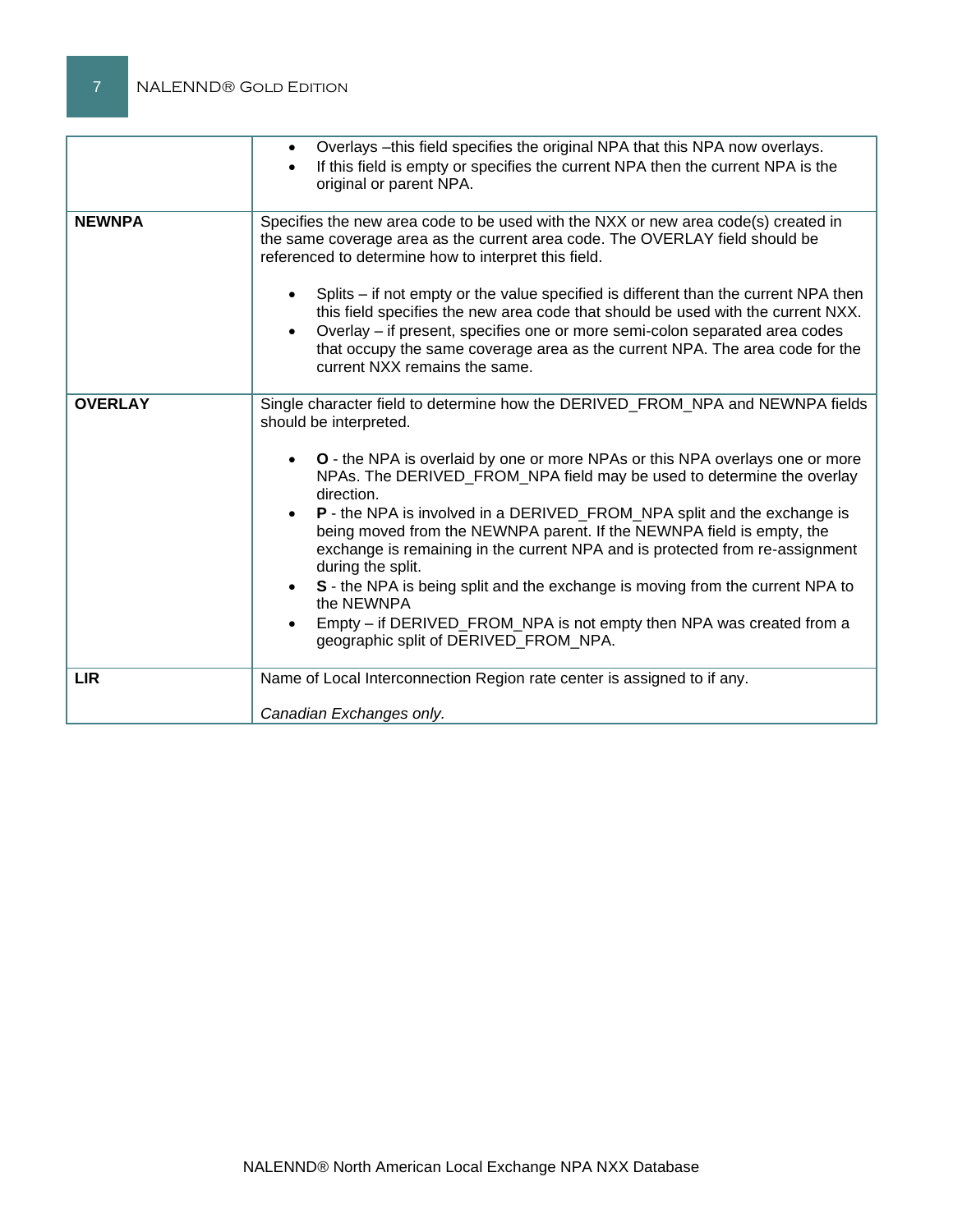| | |
|---|---|
| | • Overlays –this field specifies the original NPA that this NPA now overlays.<br>• If this field is empty or specifies the current NPA then the current NPA is the original or parent NPA. |
| **NEWNPA** | Specifies the new area code to be used with the NXX or new area code(s) created in the same coverage area as the current area code. The OVERLAY field should be referenced to determine how to interpret this field.<br><br>• Splits – if not empty or the value specified is different than the current NPA then this field specifies the new area code that should be used with the current NXX.<br>• Overlay – if present, specifies one or more semi-colon separated area codes that occupy the same coverage area as the current NPA. The area code for the current NXX remains the same. |
| **OVERLAY** | Single character field to determine how the DERIVED_FROM_NPA and NEWNPA fields should be interpreted.<br><br>• **O** - the NPA is overlaid by one or more NPAs or this NPA overlays one or more NPAs. The DERIVED_FROM_NPA field may be used to determine the overlay direction.<br>• **P** - the NPA is involved in a DERIVED_FROM_NPA split and the exchange is being moved from the NEWNPA parent. If the NEWNPA field is empty, the exchange is remaining in the current NPA and is protected from re-assignment during the split.<br>• **S** - the NPA is being split and the exchange is moving from the current NPA to the NEWNPA<br>• Empty – if DERIVED_FROM_NPA is not empty then NPA was created from a geographic split of DERIVED_FROM_NPA. |
| **LIR** | Name of Local Interconnection Region rate center is assigned to if any.<br><br>*Canadian Exchanges only.* |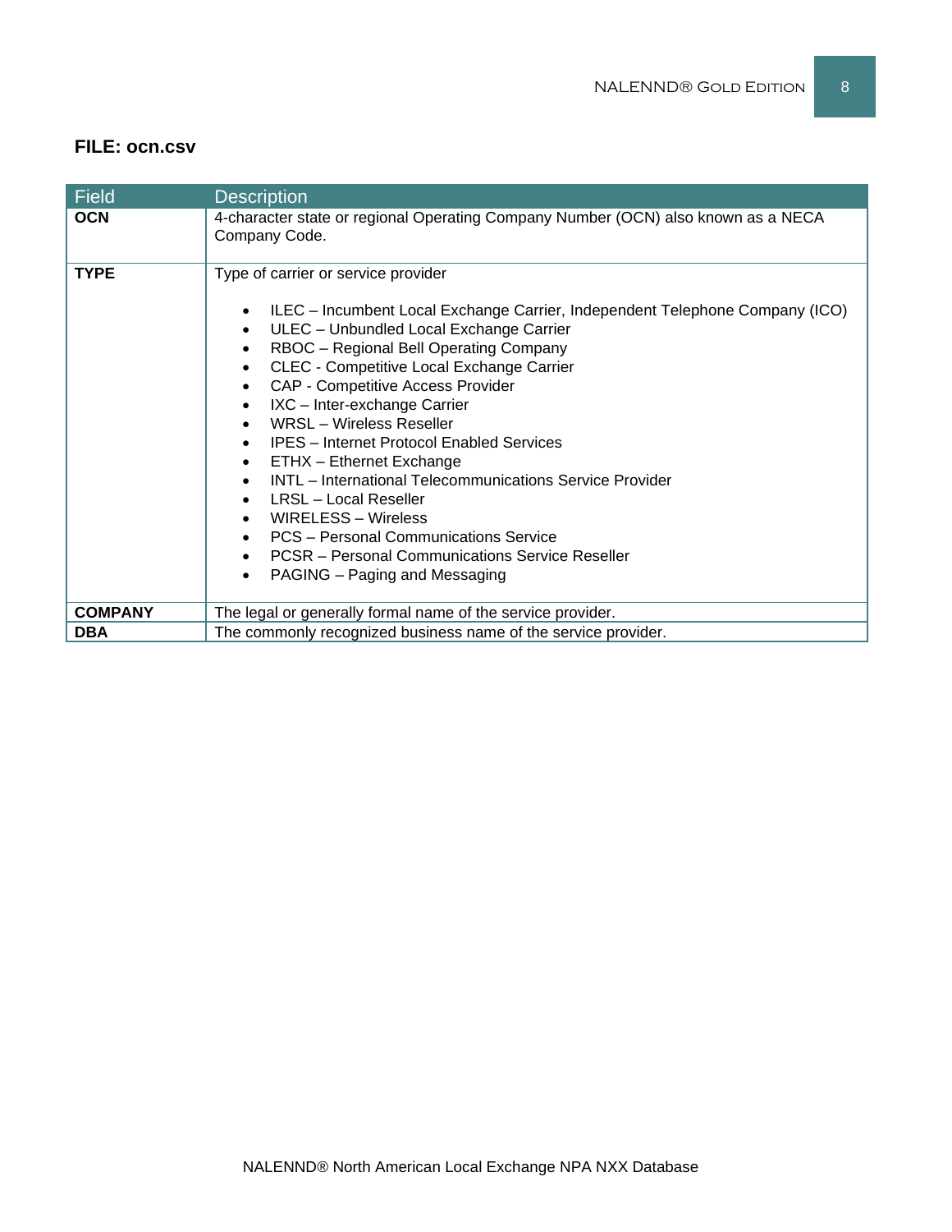### FILE: ocn.csv

| Field | Description |
| --- | --- |
| **OCN** | 4-character state or regional Operating Company Number (OCN) also known as a NECA Company Code. |
| **TYPE** | Type of carrier or service provider<br><br>• ILEC – Incumbent Local Exchange Carrier, Independent Telephone Company (ICO)<br>• ULEC – Unbundled Local Exchange Carrier<br>• RBOC – Regional Bell Operating Company<br>• CLEC - Competitive Local Exchange Carrier<br>• CAP - Competitive Access Provider<br>• IXC – Inter-exchange Carrier<br>• WRSL – Wireless Reseller<br>• IPES – Internet Protocol Enabled Services<br>• ETHX – Ethernet Exchange<br>• INTL – International Telecommunications Service Provider<br>• LRSL – Local Reseller<br>• WIRELESS – Wireless<br>• PCS – Personal Communications Service<br>• PCSR – Personal Communications Service Reseller<br>• PAGING – Paging and Messaging |
| **COMPANY** | The legal or generally formal name of the service provider. |
| **DBA** | The commonly recognized business name of the service provider. |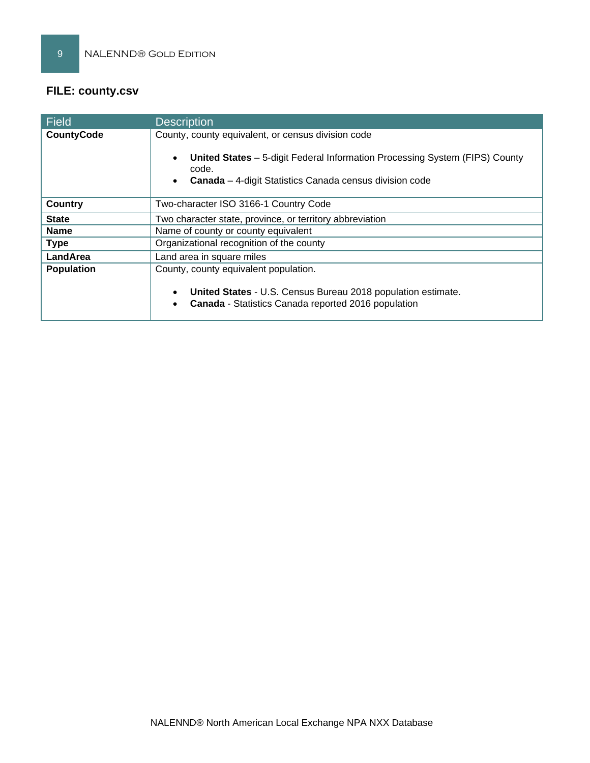**FILE: county.csv**

| Field | Description |
| --- | --- |
| **CountyCode** | County, county equivalent, or census division code<br><br>• **United States** – 5-digit Federal Information Processing System (FIPS) County code.<br>• **Canada** – 4-digit Statistics Canada census division code |
| **Country** | Two-character ISO 3166-1 Country Code |
| **State** | Two character state, province, or territory abbreviation |
| **Name** | Name of county or county equivalent |
| **Type** | Organizational recognition of the county |
| **LandArea** | Land area in square miles |
| **Population** | County, county equivalent population.<br><br>• **United States** - U.S. Census Bureau 2018 population estimate.<br>• **Canada** - Statistics Canada reported 2016 population |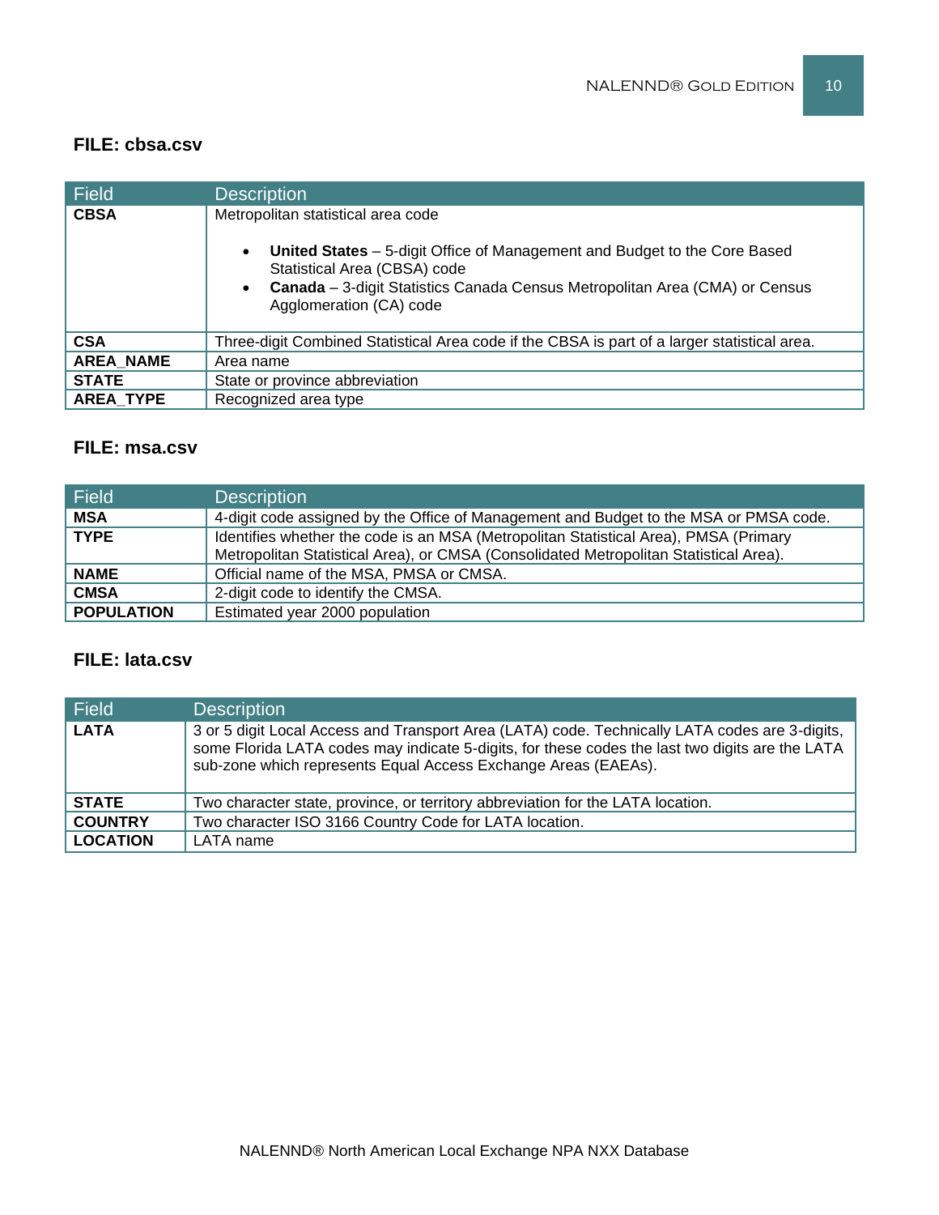### FILE: cbsa.csv

| Field | Description |
|---|---|
| **CBSA** | Metropolitan statistical area code<br><br>• **United States** – 5-digit Office of Management and Budget to the Core Based Statistical Area (CBSA) code<br>• **Canada** – 3-digit Statistics Canada Census Metropolitan Area (CMA) or Census Agglomeration (CA) code |
| **CSA** | Three-digit Combined Statistical Area code if the CBSA is part of a larger statistical area. |
| **AREA_NAME** | Area name |
| **STATE** | State or province abbreviation |
| **AREA_TYPE** | Recognized area type |

### FILE: msa.csv

| Field | Description |
|---|---|
| **MSA** | 4-digit code assigned by the Office of Management and Budget to the MSA or PMSA code. |
| **TYPE** | Identifies whether the code is an MSA (Metropolitan Statistical Area), PMSA (Primary Metropolitan Statistical Area), or CMSA (Consolidated Metropolitan Statistical Area). |
| **NAME** | Official name of the MSA, PMSA or CMSA. |
| **CMSA** | 2-digit code to identify the CMSA. |
| **POPULATION** | Estimated year 2000 population |

### FILE: lata.csv

| Field | Description |
|---|---|
| **LATA** | 3 or 5 digit Local Access and Transport Area (LATA) code. Technically LATA codes are 3-digits, some Florida LATA codes may indicate 5-digits, for these codes the last two digits are the LATA sub-zone which represents Equal Access Exchange Areas (EAEAs). |
| **STATE** | Two character state, province, or territory abbreviation for the LATA location. |
| **COUNTRY** | Two character ISO 3166 Country Code for LATA location. |
| **LOCATION** | LATA name |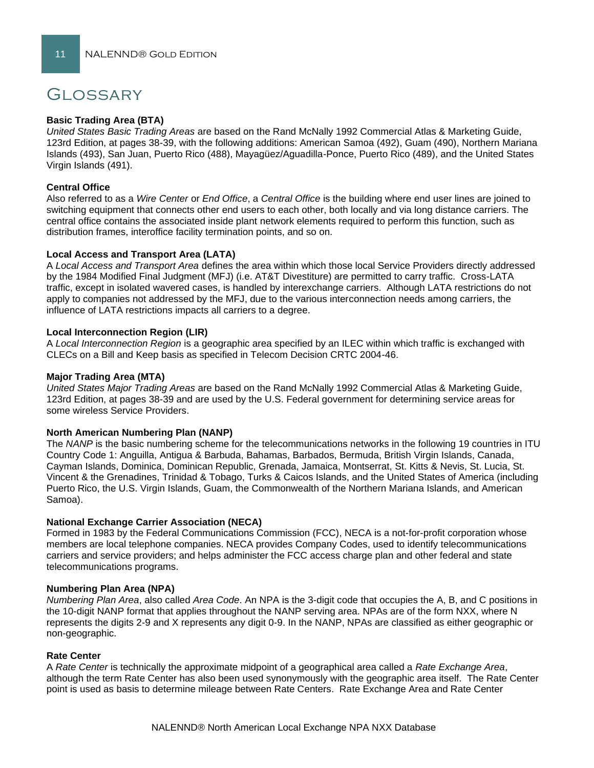# Glossary

**Basic Trading Area (BTA)**
*United States Basic Trading Areas* are based on the Rand McNally 1992 Commercial Atlas & Marketing Guide, 123rd Edition, at pages 38-39, with the following additions: American Samoa (492), Guam (490), Northern Mariana Islands (493), San Juan, Puerto Rico (488), Mayagüez/Aguadilla-Ponce, Puerto Rico (489), and the United States Virgin Islands (491).

**Central Office**
Also referred to as a *Wire Center* or *End Office*, a *Central Office* is the building where end user lines are joined to switching equipment that connects other end users to each other, both locally and via long distance carriers. The central office contains the associated inside plant network elements required to perform this function, such as distribution frames, interoffice facility termination points, and so on.

**Local Access and Transport Area (LATA)**
A *Local Access and Transport Area* defines the area within which those local Service Providers directly addressed by the 1984 Modified Final Judgment (MFJ) (i.e. AT&T Divestiture) are permitted to carry traffic. Cross-LATA traffic, except in isolated wavered cases, is handled by interexchange carriers. Although LATA restrictions do not apply to companies not addressed by the MFJ, due to the various interconnection needs among carriers, the influence of LATA restrictions impacts all carriers to a degree.

**Local Interconnection Region (LIR)**
A *Local Interconnection Region* is a geographic area specified by an ILEC within which traffic is exchanged with CLECs on a Bill and Keep basis as specified in Telecom Decision CRTC 2004-46.

**Major Trading Area (MTA)**
*United States Major Trading Areas* are based on the Rand McNally 1992 Commercial Atlas & Marketing Guide, 123rd Edition, at pages 38-39 and are used by the U.S. Federal government for determining service areas for some wireless Service Providers.

**North American Numbering Plan (NANP)**
The *NANP* is the basic numbering scheme for the telecommunications networks in the following 19 countries in ITU Country Code 1: Anguilla, Antigua & Barbuda, Bahamas, Barbados, Bermuda, British Virgin Islands, Canada, Cayman Islands, Dominica, Dominican Republic, Grenada, Jamaica, Montserrat, St. Kitts & Nevis, St. Lucia, St. Vincent & the Grenadines, Trinidad & Tobago, Turks & Caicos Islands, and the United States of America (including Puerto Rico, the U.S. Virgin Islands, Guam, the Commonwealth of the Northern Mariana Islands, and American Samoa).

**National Exchange Carrier Association (NECA)**
Formed in 1983 by the Federal Communications Commission (FCC), NECA is a not-for-profit corporation whose members are local telephone companies. NECA provides Company Codes, used to identify telecommunications carriers and service providers; and helps administer the FCC access charge plan and other federal and state telecommunications programs.

**Numbering Plan Area (NPA)**
*Numbering Plan Area*, also called *Area Code*. An NPA is the 3-digit code that occupies the A, B, and C positions in the 10-digit NANP format that applies throughout the NANP serving area. NPAs are of the form NXX, where N represents the digits 2-9 and X represents any digit 0-9. In the NANP, NPAs are classified as either geographic or non-geographic.

**Rate Center**
A *Rate Center* is technically the approximate midpoint of a geographical area called a *Rate Exchange Area*, although the term Rate Center has also been used synonymously with the geographic area itself. The Rate Center point is used as basis to determine mileage between Rate Centers. Rate Exchange Area and Rate Center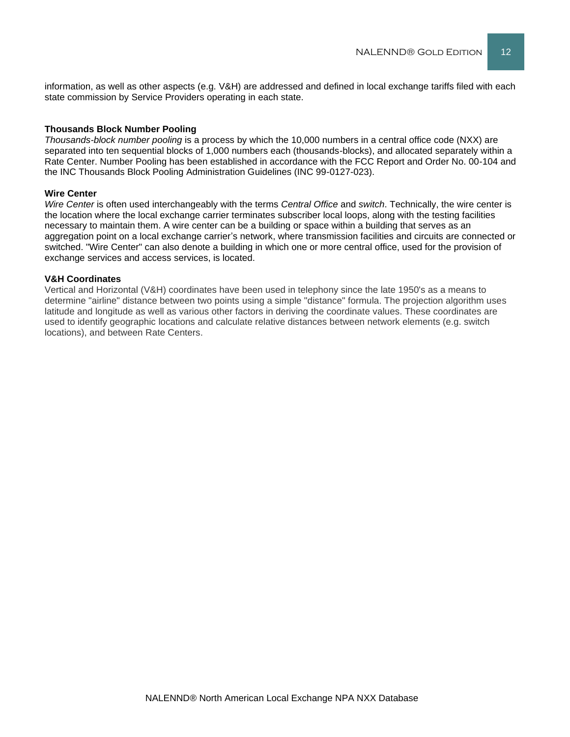information, as well as other aspects (e.g. V&H) are addressed and defined in local exchange tariffs filed with each state commission by Service Providers operating in each state.

**Thousands Block Number Pooling**

*Thousands-block number pooling* is a process by which the 10,000 numbers in a central office code (NXX) are separated into ten sequential blocks of 1,000 numbers each (thousands-blocks), and allocated separately within a Rate Center. Number Pooling has been established in accordance with the FCC Report and Order No. 00-104 and the INC Thousands Block Pooling Administration Guidelines (INC 99-0127-023).

**Wire Center**

*Wire Center* is often used interchangeably with the terms *Central Office* and *switch*. Technically, the wire center is the location where the local exchange carrier terminates subscriber local loops, along with the testing facilities necessary to maintain them. A wire center can be a building or space within a building that serves as an aggregation point on a local exchange carrier's network, where transmission facilities and circuits are connected or switched. "Wire Center" can also denote a building in which one or more central office, used for the provision of exchange services and access services, is located.

**V&H Coordinates**

Vertical and Horizontal (V&H) coordinates have been used in telephony since the late 1950's as a means to determine "airline" distance between two points using a simple "distance" formula. The projection algorithm uses latitude and longitude as well as various other factors in deriving the coordinate values. These coordinates are used to identify geographic locations and calculate relative distances between network elements (e.g. switch locations), and between Rate Centers.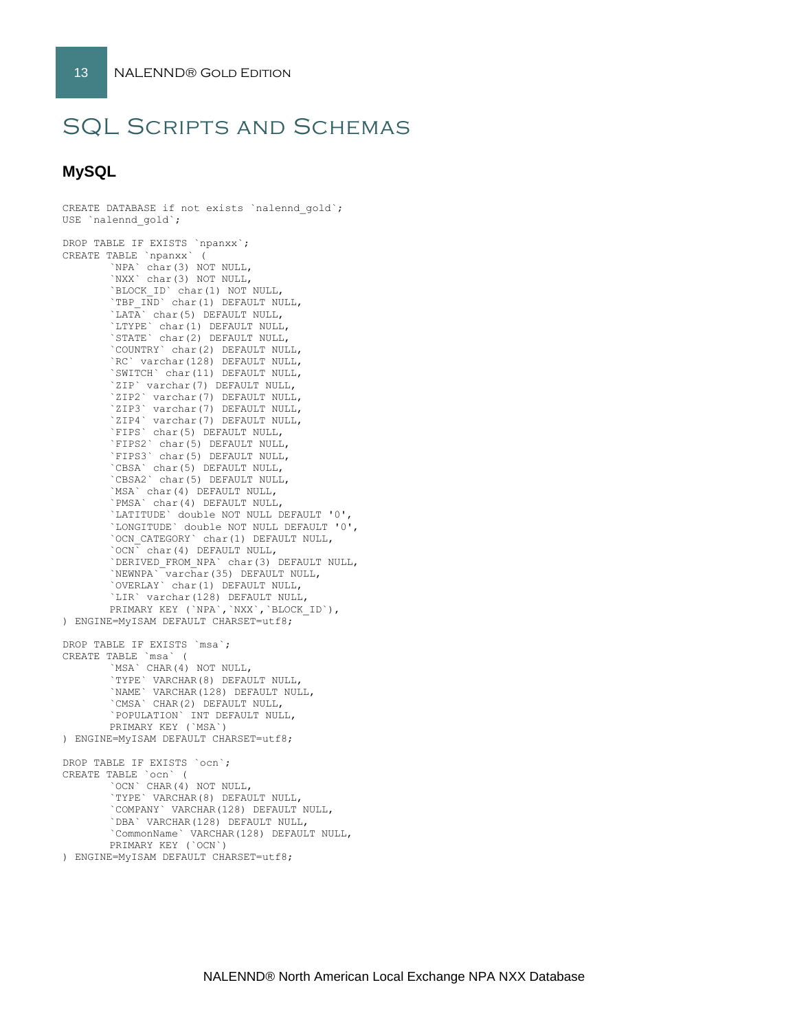# SQL Scripts and Schemas

## MySQL

```
CREATE DATABASE if not exists `nalennd_gold`;
USE `nalennd_gold`;

DROP TABLE IF EXISTS `npanxx`;
CREATE TABLE `npanxx` (
        `NPA` char(3) NOT NULL,
        `NXX` char(3) NOT NULL,
        `BLOCK_ID` char(1) NOT NULL,
        `TBP_IND` char(1) DEFAULT NULL,
        `LATA` char(5) DEFAULT NULL,
        `LTYPE` char(1) DEFAULT NULL,
        `STATE` char(2) DEFAULT NULL,
        `COUNTRY` char(2) DEFAULT NULL,
        `RC` varchar(128) DEFAULT NULL,
        `SWITCH` char(11) DEFAULT NULL,
        `ZIP` varchar(7) DEFAULT NULL,
        `ZIP2` varchar(7) DEFAULT NULL,
        `ZIP3` varchar(7) DEFAULT NULL,
        `ZIP4` varchar(7) DEFAULT NULL,
        `FIPS` char(5) DEFAULT NULL,
        `FIPS2` char(5) DEFAULT NULL,
        `FIPS3` char(5) DEFAULT NULL,
        `CBSA` char(5) DEFAULT NULL,
        `CBSA2` char(5) DEFAULT NULL,
        `MSA` char(4) DEFAULT NULL,
        `PMSA` char(4) DEFAULT NULL,
        `LATITUDE` double NOT NULL DEFAULT '0',
        `LONGITUDE` double NOT NULL DEFAULT '0',
        `OCN_CATEGORY` char(1) DEFAULT NULL,
        `OCN` char(4) DEFAULT NULL,
        `DERIVED_FROM_NPA` char(3) DEFAULT NULL,
        `NEWNPA` varchar(35) DEFAULT NULL,
        `OVERLAY` char(1) DEFAULT NULL,
        `LIR` varchar(128) DEFAULT NULL,
        PRIMARY KEY (`NPA`,`NXX`,`BLOCK_ID`),
) ENGINE=MyISAM DEFAULT CHARSET=utf8;

DROP TABLE IF EXISTS `msa`;
CREATE TABLE `msa` (
        `MSA` CHAR(4) NOT NULL,
        `TYPE` VARCHAR(8) DEFAULT NULL,
        `NAME` VARCHAR(128) DEFAULT NULL,
        `CMSA` CHAR(2) DEFAULT NULL,
        `POPULATION` INT DEFAULT NULL,
        PRIMARY KEY (`MSA`)
) ENGINE=MyISAM DEFAULT CHARSET=utf8;

DROP TABLE IF EXISTS `ocn`;
CREATE TABLE `ocn` (
        `OCN` CHAR(4) NOT NULL,
        `TYPE` VARCHAR(8) DEFAULT NULL,
        `COMPANY` VARCHAR(128) DEFAULT NULL,
        `DBA` VARCHAR(128) DEFAULT NULL,
        `CommonName` VARCHAR(128) DEFAULT NULL,
        PRIMARY KEY (`OCN`)
) ENGINE=MyISAM DEFAULT CHARSET=utf8;
```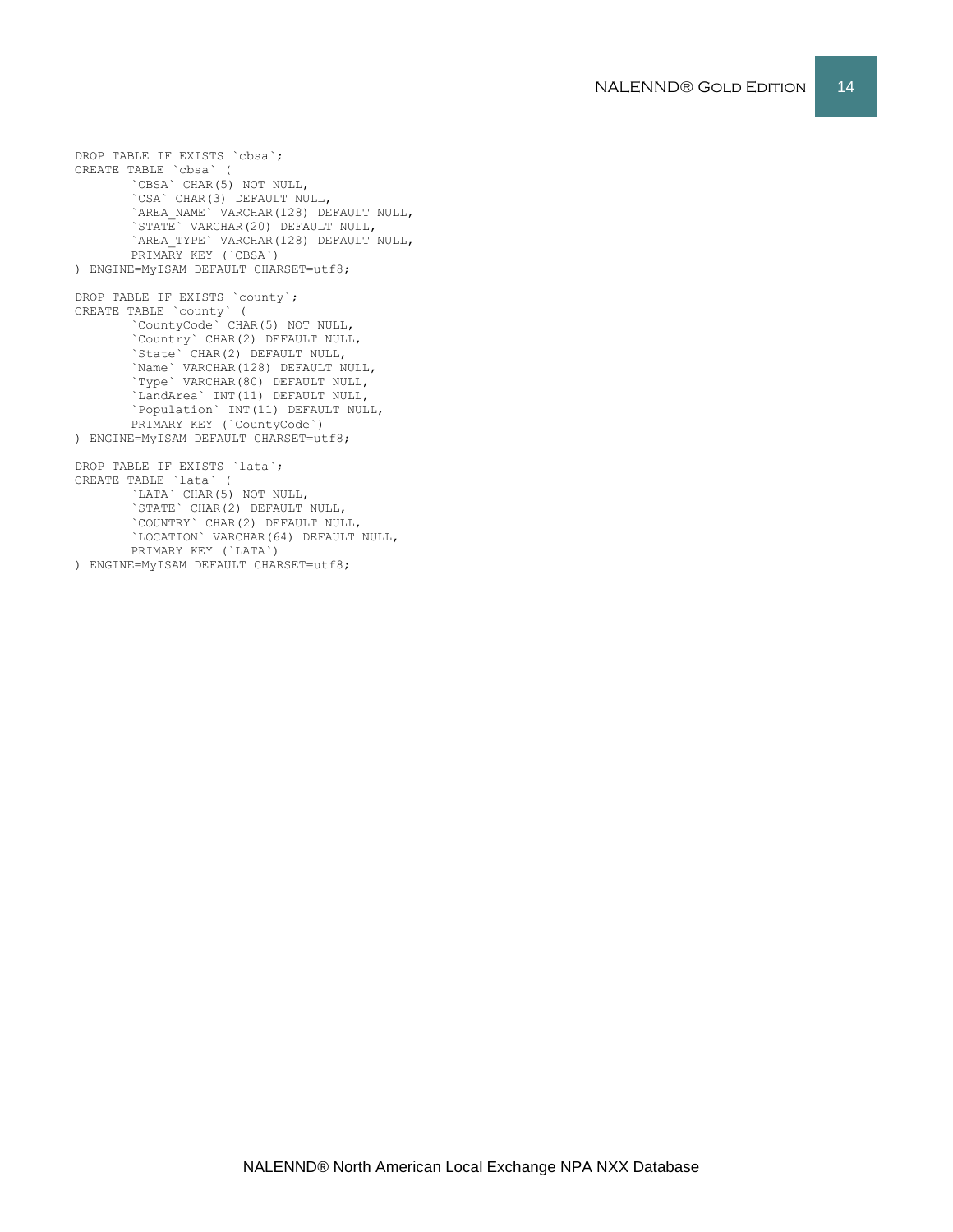```
DROP TABLE IF EXISTS `cbsa`;
CREATE TABLE `cbsa` (
        `CBSA` CHAR(5) NOT NULL,
        `CSA` CHAR(3) DEFAULT NULL,
        `AREA_NAME` VARCHAR(128) DEFAULT NULL,
        `STATE` VARCHAR(20) DEFAULT NULL,
        `AREA_TYPE` VARCHAR(128) DEFAULT NULL,
        PRIMARY KEY (`CBSA`)
) ENGINE=MyISAM DEFAULT CHARSET=utf8;

DROP TABLE IF EXISTS `county`;
CREATE TABLE `county` (
        `CountyCode` CHAR(5) NOT NULL,
        `Country` CHAR(2) DEFAULT NULL,
        `State` CHAR(2) DEFAULT NULL,
        `Name` VARCHAR(128) DEFAULT NULL,
        `Type` VARCHAR(80) DEFAULT NULL,
        `LandArea` INT(11) DEFAULT NULL,
        `Population` INT(11) DEFAULT NULL,
        PRIMARY KEY (`CountyCode`)
) ENGINE=MyISAM DEFAULT CHARSET=utf8;

DROP TABLE IF EXISTS `lata`;
CREATE TABLE `lata` (
        `LATA` CHAR(5) NOT NULL,
        `STATE` CHAR(2) DEFAULT NULL,
        `COUNTRY` CHAR(2) DEFAULT NULL,
        `LOCATION` VARCHAR(64) DEFAULT NULL,
        PRIMARY KEY (`LATA`)
) ENGINE=MyISAM DEFAULT CHARSET=utf8;
```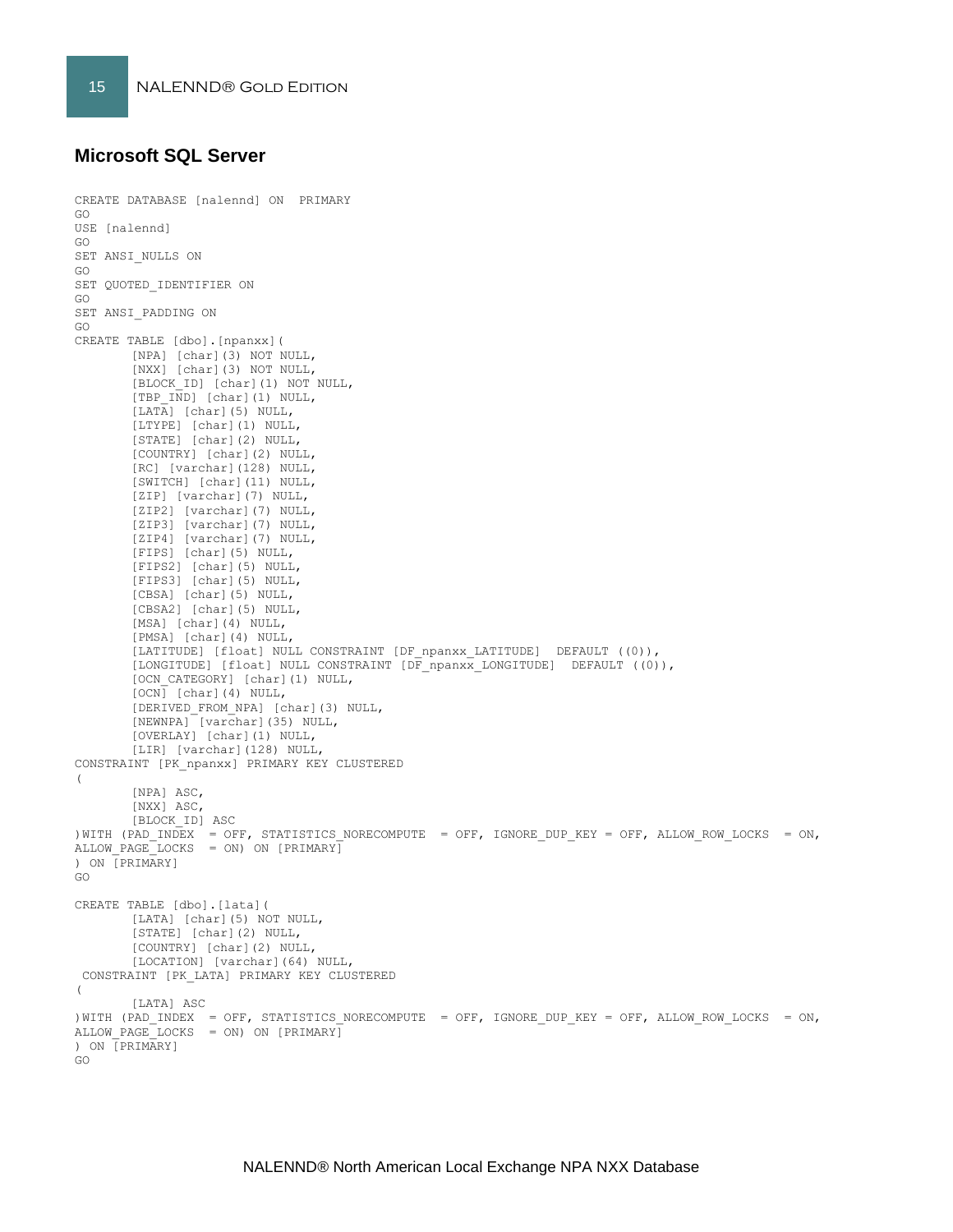## Microsoft SQL Server

```
CREATE DATABASE [nalennd] ON  PRIMARY
GO
USE [nalennd]
GO
SET ANSI_NULLS ON
GO
SET QUOTED_IDENTIFIER ON
GO
SET ANSI_PADDING ON
GO
CREATE TABLE [dbo].[npanxx](
        [NPA] [char](3) NOT NULL,
        [NXX] [char](3) NOT NULL,
        [BLOCK_ID] [char](1) NOT NULL,
        [TBP_IND] [char](1) NULL,
        [LATA] [char](5) NULL,
        [LTYPE] [char](1) NULL,
        [STATE] [char](2) NULL,
        [COUNTRY] [char](2) NULL,
        [RC] [varchar](128) NULL,
        [SWITCH] [char](11) NULL,
        [ZIP] [varchar](7) NULL,
        [ZIP2] [varchar](7) NULL,
        [ZIP3] [varchar](7) NULL,
        [ZIP4] [varchar](7) NULL,
        [FIPS] [char](5) NULL,
        [FIPS2] [char](5) NULL,
        [FIPS3] [char](5) NULL,
        [CBSA] [char](5) NULL,
        [CBSA2] [char](5) NULL,
        [MSA] [char](4) NULL,
        [PMSA] [char](4) NULL,
        [LATITUDE] [float] NULL CONSTRAINT [DF_npanxx_LATITUDE]  DEFAULT ((0)),
        [LONGITUDE] [float] NULL CONSTRAINT [DF_npanxx_LONGITUDE]  DEFAULT ((0)),
        [OCN_CATEGORY] [char](1) NULL,
        [OCN] [char](4) NULL,
        [DERIVED_FROM_NPA] [char](3) NULL,
        [NEWNPA] [varchar](35) NULL,
        [OVERLAY] [char](1) NULL,
        [LIR] [varchar](128) NULL,
CONSTRAINT [PK_npanxx] PRIMARY KEY CLUSTERED
(
        [NPA] ASC,
        [NXX] ASC,
        [BLOCK_ID] ASC
)WITH (PAD_INDEX  = OFF, STATISTICS_NORECOMPUTE  = OFF, IGNORE_DUP_KEY = OFF, ALLOW_ROW_LOCKS  = ON,
ALLOW_PAGE_LOCKS  = ON) ON [PRIMARY]
) ON [PRIMARY]
GO

CREATE TABLE [dbo].[lata](
        [LATA] [char](5) NOT NULL,
        [STATE] [char](2) NULL,
        [COUNTRY] [char](2) NULL,
        [LOCATION] [varchar](64) NULL,
 CONSTRAINT [PK_LATA] PRIMARY KEY CLUSTERED
(
        [LATA] ASC
)WITH (PAD_INDEX  = OFF, STATISTICS_NORECOMPUTE  = OFF, IGNORE_DUP_KEY = OFF, ALLOW_ROW_LOCKS  = ON,
ALLOW_PAGE_LOCKS  = ON) ON [PRIMARY]
) ON [PRIMARY]
GO
```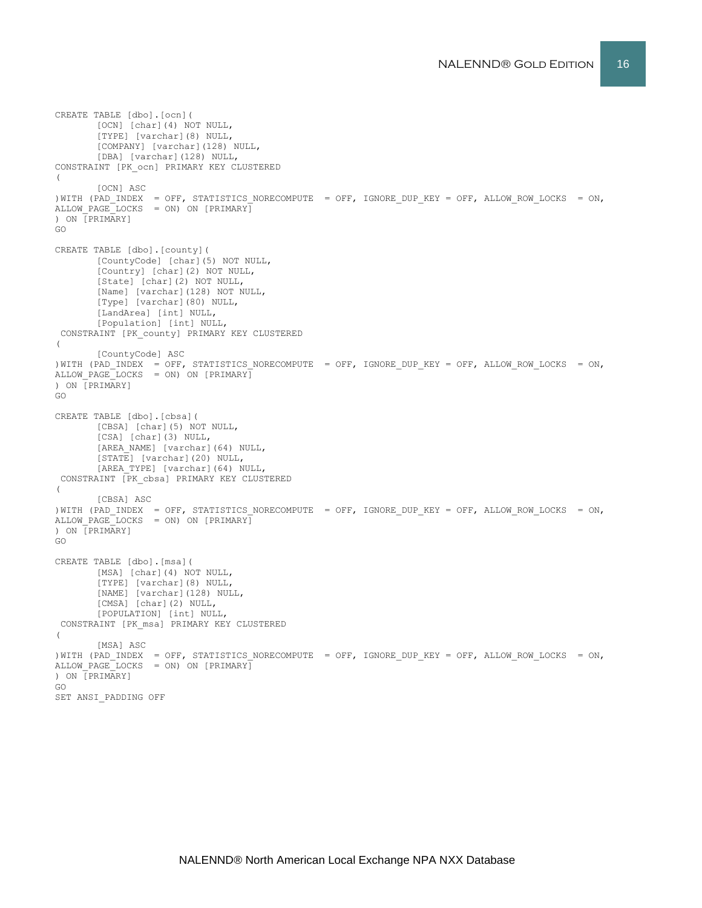```
CREATE TABLE [dbo].[ocn](
	[OCN] [char](4) NOT NULL,
	[TYPE] [varchar](8) NULL,
	[COMPANY] [varchar](128) NULL,
	[DBA] [varchar](128) NULL,
CONSTRAINT [PK_ocn] PRIMARY KEY CLUSTERED
(
	[OCN] ASC
)WITH (PAD_INDEX  = OFF, STATISTICS_NORECOMPUTE  = OFF, IGNORE_DUP_KEY = OFF, ALLOW_ROW_LOCKS  = ON,
ALLOW_PAGE_LOCKS  = ON) ON [PRIMARY]
) ON [PRIMARY]
GO

CREATE TABLE [dbo].[county](
	[CountyCode] [char](5) NOT NULL,
	[Country] [char](2) NOT NULL,
	[State] [char](2) NOT NULL,
	[Name] [varchar](128) NOT NULL,
	[Type] [varchar](80) NULL,
	[LandArea] [int] NULL,
	[Population] [int] NULL,
 CONSTRAINT [PK_county] PRIMARY KEY CLUSTERED
(
	[CountyCode] ASC
)WITH (PAD_INDEX  = OFF, STATISTICS_NORECOMPUTE  = OFF, IGNORE_DUP_KEY = OFF, ALLOW_ROW_LOCKS  = ON,
ALLOW_PAGE_LOCKS  = ON) ON [PRIMARY]
) ON [PRIMARY]
GO

CREATE TABLE [dbo].[cbsa](
	[CBSA] [char](5) NOT NULL,
	[CSA] [char](3) NULL,
	[AREA_NAME] [varchar](64) NULL,
	[STATE] [varchar](20) NULL,
	[AREA_TYPE] [varchar](64) NULL,
 CONSTRAINT [PK_cbsa] PRIMARY KEY CLUSTERED
(
	[CBSA] ASC
)WITH (PAD_INDEX  = OFF, STATISTICS_NORECOMPUTE  = OFF, IGNORE_DUP_KEY = OFF, ALLOW_ROW_LOCKS  = ON,
ALLOW_PAGE_LOCKS  = ON) ON [PRIMARY]
) ON [PRIMARY]
GO

CREATE TABLE [dbo].[msa](
	[MSA] [char](4) NOT NULL,
	[TYPE] [varchar](8) NULL,
	[NAME] [varchar](128) NULL,
	[CMSA] [char](2) NULL,
	[POPULATION] [int] NULL,
 CONSTRAINT [PK_msa] PRIMARY KEY CLUSTERED
(
	[MSA] ASC
)WITH (PAD_INDEX  = OFF, STATISTICS_NORECOMPUTE  = OFF, IGNORE_DUP_KEY = OFF, ALLOW_ROW_LOCKS  = ON,
ALLOW_PAGE_LOCKS  = ON) ON [PRIMARY]
) ON [PRIMARY]
GO
SET ANSI_PADDING OFF
```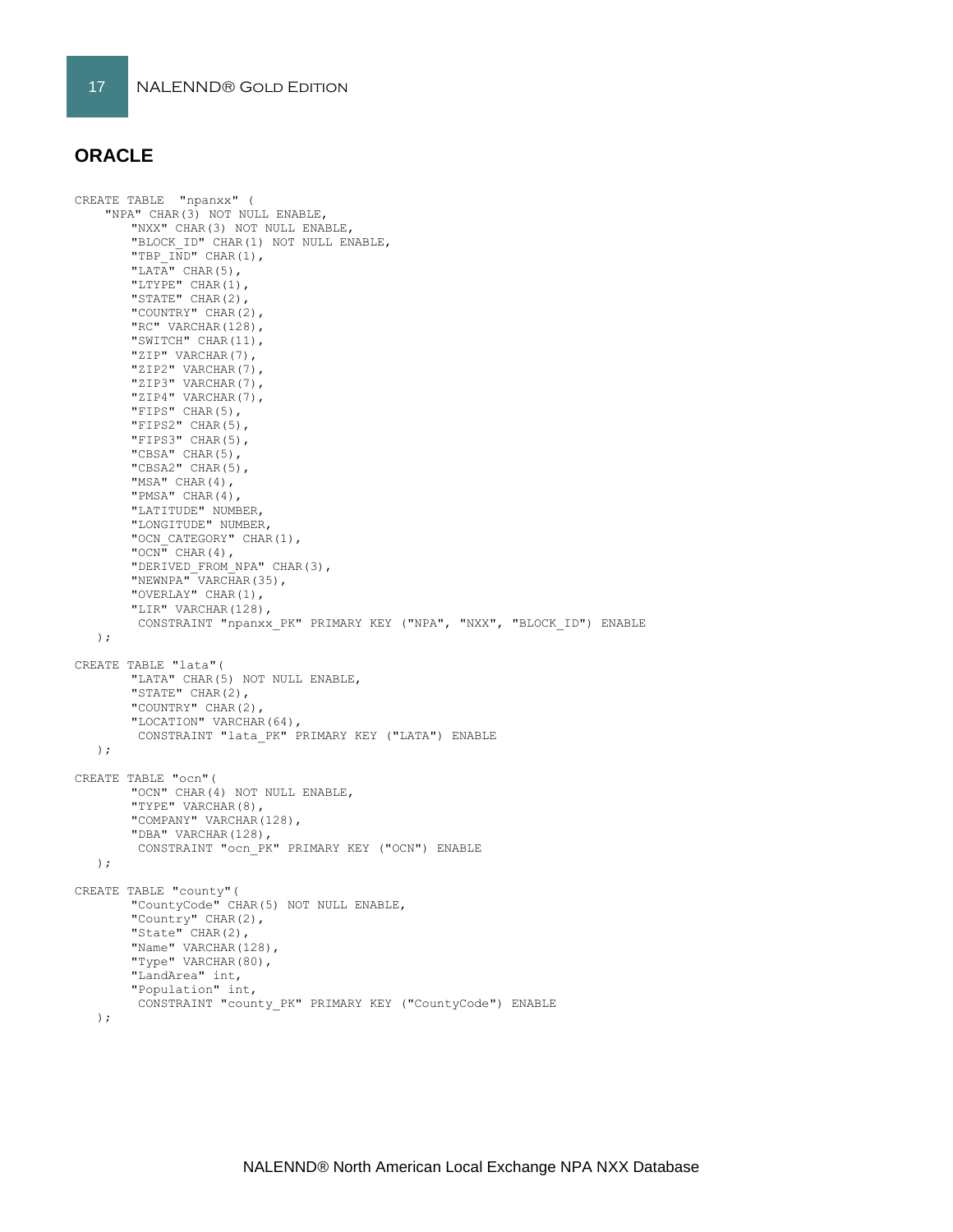## ORACLE

```
CREATE TABLE  "npanxx" (
    "NPA" CHAR(3) NOT NULL ENABLE,
        "NXX" CHAR(3) NOT NULL ENABLE,
        "BLOCK_ID" CHAR(1) NOT NULL ENABLE,
        "TBP_IND" CHAR(1),
        "LATA" CHAR(5),
        "LTYPE" CHAR(1),
        "STATE" CHAR(2),
        "COUNTRY" CHAR(2),
        "RC" VARCHAR(128),
        "SWITCH" CHAR(11),
        "ZIP" VARCHAR(7),
        "ZIP2" VARCHAR(7),
        "ZIP3" VARCHAR(7),
        "ZIP4" VARCHAR(7),
        "FIPS" CHAR(5),
        "FIPS2" CHAR(5),
        "FIPS3" CHAR(5),
        "CBSA" CHAR(5),
        "CBSA2" CHAR(5),
        "MSA" CHAR(4),
        "PMSA" CHAR(4),
        "LATITUDE" NUMBER,
        "LONGITUDE" NUMBER,
        "OCN_CATEGORY" CHAR(1),
        "OCN" CHAR(4),
        "DERIVED_FROM_NPA" CHAR(3),
        "NEWNPA" VARCHAR(35),
        "OVERLAY" CHAR(1),
        "LIR" VARCHAR(128),
         CONSTRAINT "npanxx_PK" PRIMARY KEY ("NPA", "NXX", "BLOCK_ID") ENABLE
   );

CREATE TABLE "lata"(
        "LATA" CHAR(5) NOT NULL ENABLE,
        "STATE" CHAR(2),
        "COUNTRY" CHAR(2),
        "LOCATION" VARCHAR(64),
         CONSTRAINT "lata_PK" PRIMARY KEY ("LATA") ENABLE
   );

CREATE TABLE "ocn"(
        "OCN" CHAR(4) NOT NULL ENABLE,
        "TYPE" VARCHAR(8),
        "COMPANY" VARCHAR(128),
        "DBA" VARCHAR(128),
         CONSTRAINT "ocn_PK" PRIMARY KEY ("OCN") ENABLE
   );

CREATE TABLE "county"(
        "CountyCode" CHAR(5) NOT NULL ENABLE,
        "Country" CHAR(2),
        "State" CHAR(2),
        "Name" VARCHAR(128),
        "Type" VARCHAR(80),
        "LandArea" int,
        "Population" int,
         CONSTRAINT "county_PK" PRIMARY KEY ("CountyCode") ENABLE
   );
```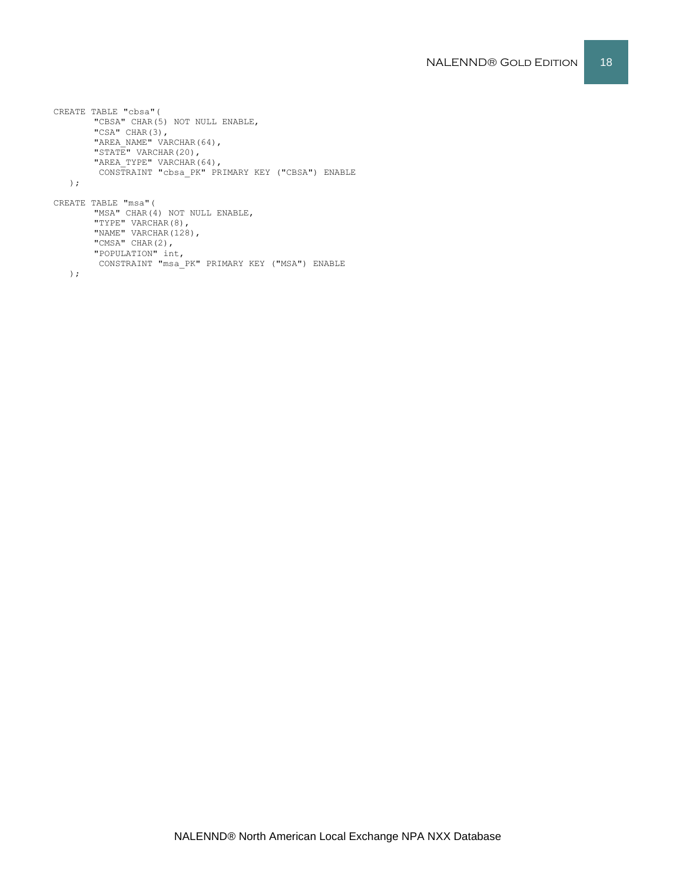```
CREATE TABLE "cbsa"(
        "CBSA" CHAR(5) NOT NULL ENABLE,
        "CSA" CHAR(3),
        "AREA_NAME" VARCHAR(64),
        "STATE" VARCHAR(20),
        "AREA_TYPE" VARCHAR(64),
         CONSTRAINT "cbsa_PK" PRIMARY KEY ("CBSA") ENABLE
   );

CREATE TABLE "msa"(
        "MSA" CHAR(4) NOT NULL ENABLE,
        "TYPE" VARCHAR(8),
        "NAME" VARCHAR(128),
        "CMSA" CHAR(2),
        "POPULATION" int,
         CONSTRAINT "msa_PK" PRIMARY KEY ("MSA") ENABLE
   );
```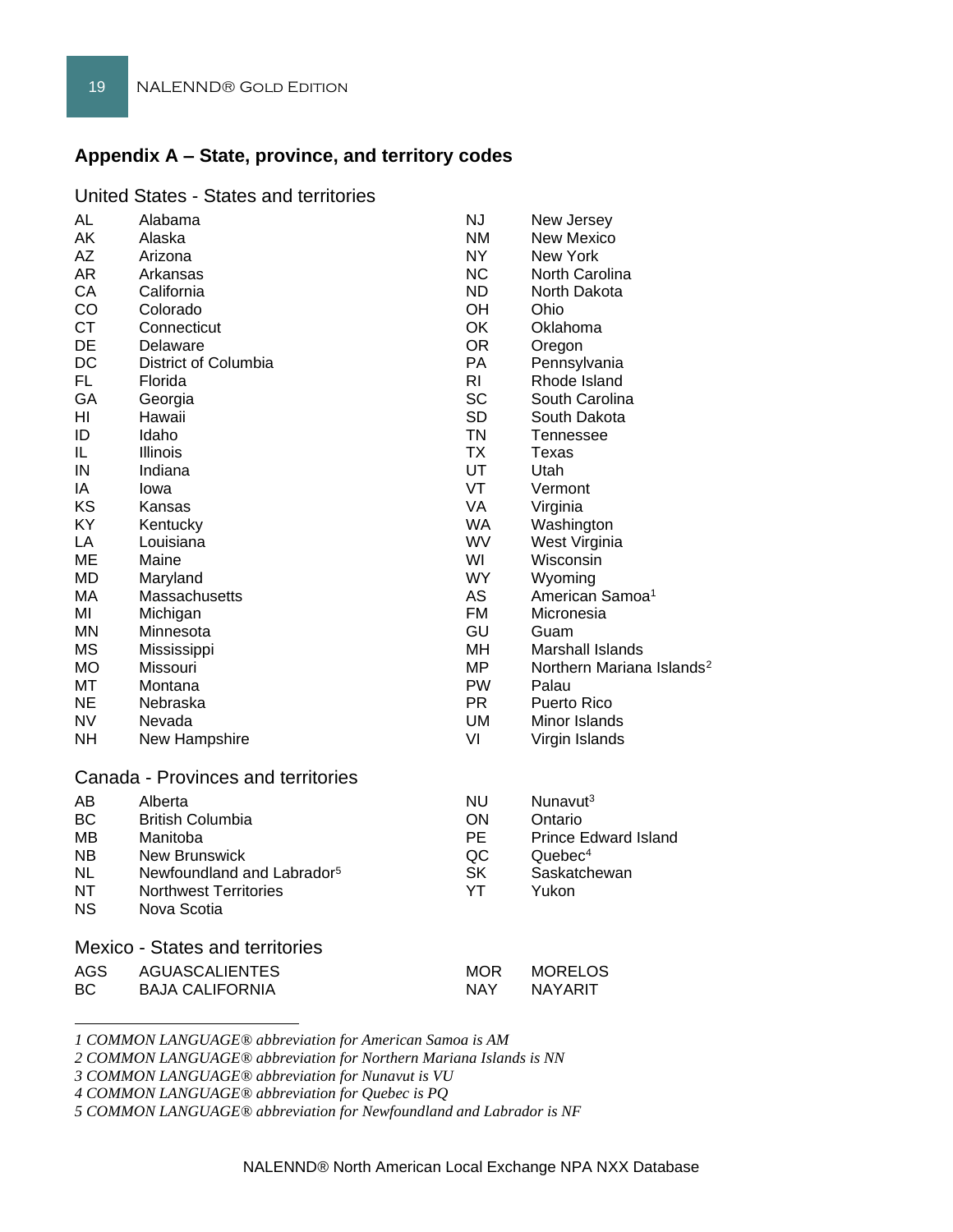## Appendix A – State, province, and territory codes

### United States - States and territories

| Code | Name |
|---|---|
| AL | Alabama |
| AK | Alaska |
| AZ | Arizona |
| AR | Arkansas |
| CA | California |
| CO | Colorado |
| CT | Connecticut |
| DE | Delaware |
| DC | District of Columbia |
| FL | Florida |
| GA | Georgia |
| HI | Hawaii |
| ID | Idaho |
| IL | Illinois |
| IN | Indiana |
| IA | Iowa |
| KS | Kansas |
| KY | Kentucky |
| LA | Louisiana |
| ME | Maine |
| MD | Maryland |
| MA | Massachusetts |
| MI | Michigan |
| MN | Minnesota |
| MS | Mississippi |
| MO | Missouri |
| MT | Montana |
| NE | Nebraska |
| NV | Nevada |
| NH | New Hampshire |
| NJ | New Jersey |
| NM | New Mexico |
| NY | New York |
| NC | North Carolina |
| ND | North Dakota |
| OH | Ohio |
| OK | Oklahoma |
| OR | Oregon |
| PA | Pennsylvania |
| RI | Rhode Island |
| SC | South Carolina |
| SD | South Dakota |
| TN | Tennessee |
| TX | Texas |
| UT | Utah |
| VT | Vermont |
| VA | Virginia |
| WA | Washington |
| WV | West Virginia |
| WI | Wisconsin |
| WY | Wyoming |
| AS | American Samoa[1] |
| FM | Micronesia |
| GU | Guam |
| MH | Marshall Islands |
| MP | Northern Mariana Islands[2] |
| PW | Palau |
| PR | Puerto Rico |
| UM | Minor Islands |
| VI | Virgin Islands |

### Canada - Provinces and territories

| Code | Name |
|---|---|
| AB | Alberta |
| BC | British Columbia |
| MB | Manitoba |
| NB | New Brunswick |
| NL | Newfoundland and Labrador[5] |
| NT | Northwest Territories |
| NS | Nova Scotia |
| NU | Nunavut[3] |
| ON | Ontario |
| PE | Prince Edward Island |
| QC | Quebec[4] |
| SK | Saskatchewan |
| YT | Yukon |

### Mexico - States and territories

| Code | Name |
|---|---|
| AGS | AGUASCALIENTES |
| BC | BAJA CALIFORNIA |
| MOR | MORELOS |
| NAY | NAYARIT |

---

*1 COMMON LANGUAGE® abbreviation for American Samoa is AM*

*2 COMMON LANGUAGE® abbreviation for Northern Mariana Islands is NN*

*3 COMMON LANGUAGE® abbreviation for Nunavut is VU*

*4 COMMON LANGUAGE® abbreviation for Quebec is PQ*

*5 COMMON LANGUAGE® abbreviation for Newfoundland and Labrador is NF*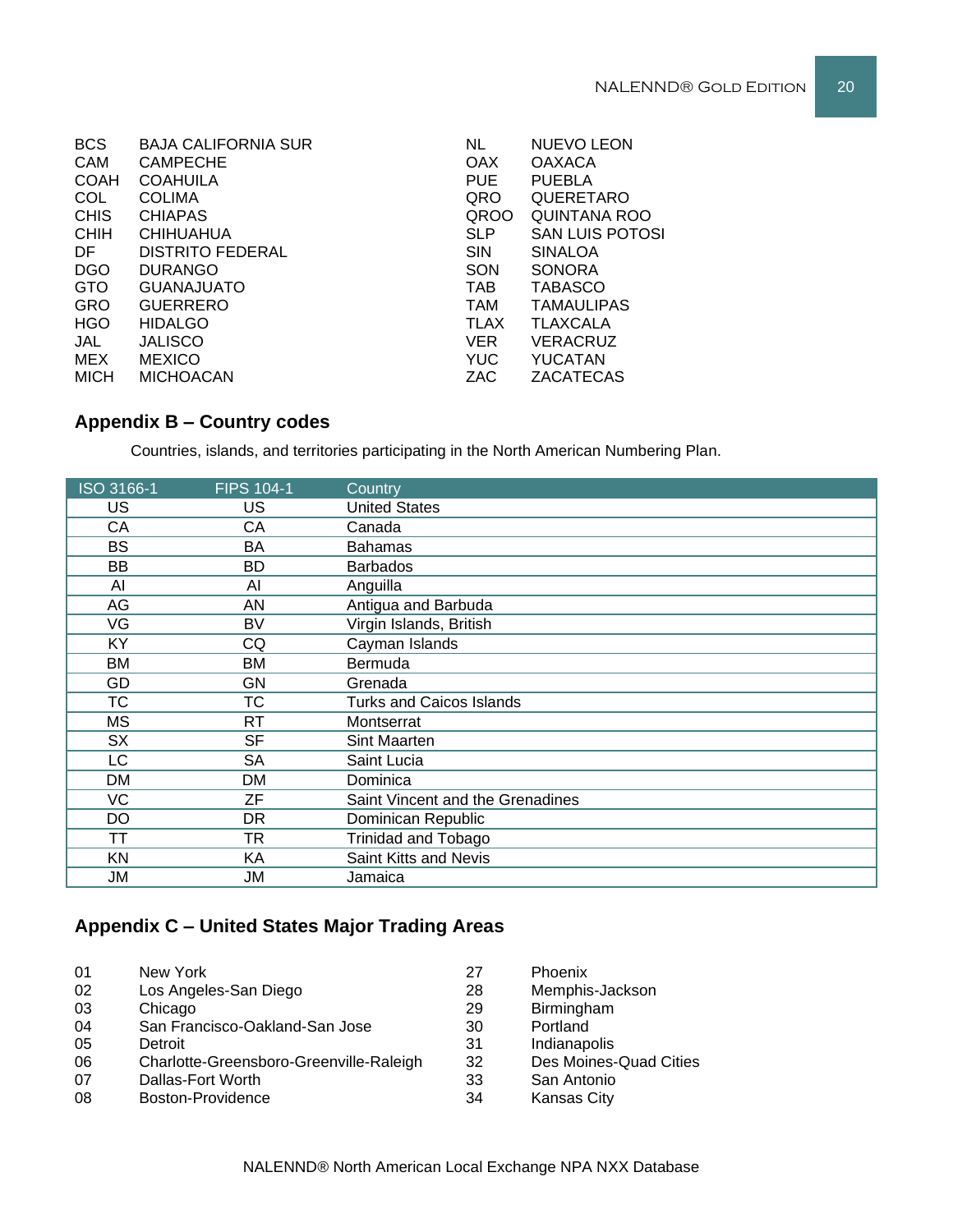| | | | |
|---|---|---|---|
| BCS | BAJA CALIFORNIA SUR | NL | NUEVO LEON |
| CAM | CAMPECHE | OAX | OAXACA |
| COAH | COAHUILA | PUE | PUEBLA |
| COL | COLIMA | QRO | QUERETARO |
| CHIS | CHIAPAS | QROO | QUINTANA ROO |
| CHIH | CHIHUAHUA | SLP | SAN LUIS POTOSI |
| DF | DISTRITO FEDERAL | SIN | SINALOA |
| DGO | DURANGO | SON | SONORA |
| GTO | GUANAJUATO | TAB | TABASCO |
| GRO | GUERRERO | TAM | TAMAULIPAS |
| HGO | HIDALGO | TLAX | TLAXCALA |
| JAL | JALISCO | VER | VERACRUZ |
| MEX | MEXICO | YUC | YUCATAN |
| MICH | MICHOACAN | ZAC | ZACATECAS |

## Appendix B – Country codes

Countries, islands, and territories participating in the North American Numbering Plan.

| ISO 3166-1 | FIPS 104-1 | Country |
|---|---|---|
| US | US | United States |
| CA | CA | Canada |
| BS | BA | Bahamas |
| BB | BD | Barbados |
| AI | AI | Anguilla |
| AG | AN | Antigua and Barbuda |
| VG | BV | Virgin Islands, British |
| KY | CQ | Cayman Islands |
| BM | BM | Bermuda |
| GD | GN | Grenada |
| TC | TC | Turks and Caicos Islands |
| MS | RT | Montserrat |
| SX | SF | Sint Maarten |
| LC | SA | Saint Lucia |
| DM | DM | Dominica |
| VC | ZF | Saint Vincent and the Grenadines |
| DO | DR | Dominican Republic |
| TT | TR | Trinidad and Tobago |
| KN | KA | Saint Kitts and Nevis |
| JM | JM | Jamaica |

## Appendix C – United States Major Trading Areas

| | | | |
|---|---|---|---|
| 01 | New York | 27 | Phoenix |
| 02 | Los Angeles-San Diego | 28 | Memphis-Jackson |
| 03 | Chicago | 29 | Birmingham |
| 04 | San Francisco-Oakland-San Jose | 30 | Portland |
| 05 | Detroit | 31 | Indianapolis |
| 06 | Charlotte-Greensboro-Greenville-Raleigh | 32 | Des Moines-Quad Cities |
| 07 | Dallas-Fort Worth | 33 | San Antonio |
| 08 | Boston-Providence | 34 | Kansas City |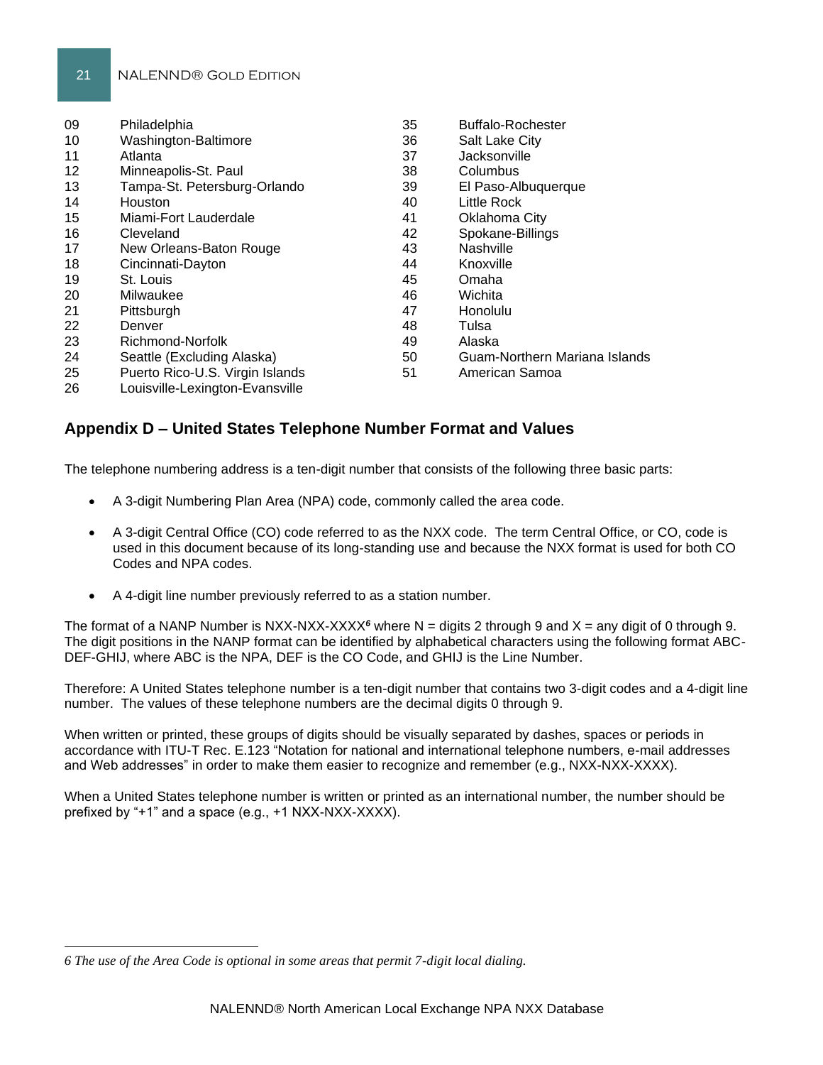| | |
|---|---|
| 09 | Philadelphia |
| 10 | Washington-Baltimore |
| 11 | Atlanta |
| 12 | Minneapolis-St. Paul |
| 13 | Tampa-St. Petersburg-Orlando |
| 14 | Houston |
| 15 | Miami-Fort Lauderdale |
| 16 | Cleveland |
| 17 | New Orleans-Baton Rouge |
| 18 | Cincinnati-Dayton |
| 19 | St. Louis |
| 20 | Milwaukee |
| 21 | Pittsburgh |
| 22 | Denver |
| 23 | Richmond-Norfolk |
| 24 | Seattle (Excluding Alaska) |
| 25 | Puerto Rico-U.S. Virgin Islands |
| 26 | Louisville-Lexington-Evansville |
| 35 | Buffalo-Rochester |
| 36 | Salt Lake City |
| 37 | Jacksonville |
| 38 | Columbus |
| 39 | El Paso-Albuquerque |
| 40 | Little Rock |
| 41 | Oklahoma City |
| 42 | Spokane-Billings |
| 43 | Nashville |
| 44 | Knoxville |
| 45 | Omaha |
| 46 | Wichita |
| 47 | Honolulu |
| 48 | Tulsa |
| 49 | Alaska |
| 50 | Guam-Northern Mariana Islands |
| 51 | American Samoa |

## Appendix D – United States Telephone Number Format and Values

The telephone numbering address is a ten-digit number that consists of the following three basic parts:

- A 3-digit Numbering Plan Area (NPA) code, commonly called the area code.
- A 3-digit Central Office (CO) code referred to as the NXX code. The term Central Office, or CO, code is used in this document because of its long-standing use and because the NXX format is used for both CO Codes and NPA codes.
- A 4-digit line number previously referred to as a station number.

The format of a NANP Number is NXX-NXX-XXXX[6] where N = digits 2 through 9 and X = any digit of 0 through 9. The digit positions in the NANP format can be identified by alphabetical characters using the following format ABC-DEF-GHIJ, where ABC is the NPA, DEF is the CO Code, and GHIJ is the Line Number.

Therefore: A United States telephone number is a ten-digit number that contains two 3-digit codes and a 4-digit line number. The values of these telephone numbers are the decimal digits 0 through 9.

When written or printed, these groups of digits should be visually separated by dashes, spaces or periods in accordance with ITU-T Rec. E.123 "Notation for national and international telephone numbers, e-mail addresses and Web addresses" in order to make them easier to recognize and remember (e.g., NXX-NXX-XXXX).

When a United States telephone number is written or printed as an international number, the number should be prefixed by "+1" and a space (e.g., +1 NXX-NXX-XXXX).

*6 The use of the Area Code is optional in some areas that permit 7-digit local dialing.*